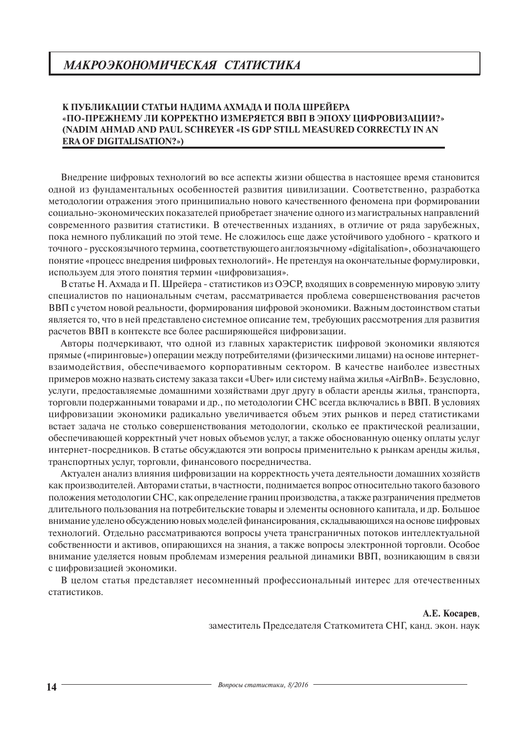# *МАКРОЭКОНОМИЧЕСКАЯ СТАТИСТИКА*

## К ПУБЛИКАЦИИ СТАТЬИ НАДИМА АХМАДА И ПОЛА ШРЕЙЕРА «ПО-ПРЕЖНЕМУ ЛИ КОРРЕКТНО ИЗМЕРЯЕТСЯ ВВП В ЭПОХУ ЦИФРОВИЗАЦИИ?» (NADIM AHMAD AND PAUL SCHREYER «IS GDP STILL MEASURED CORRECTLY IN AN ERA OF DIGITALISATION?»)

Внедрение цифровых технологий во все аспекты жизни общества в настоящее время становится одной из фундаментальных особенностей развития цивилизации. Соответственно, разработка методологии отражения этого принципиально нового качественного феномена при формировании социально-экономических показателей приобретает значение одного из магистральных направлений современного развития статистики. В отечественных изданиях, в отличие от ряда зарубежных, пока немного публикаций по этой теме. Не сложилось еще даже устойчивого удобного - краткого и точного - русскоязычного термина, соответствующего англоязычному «digitalisation», обозначающего понятие «процесс внедрения цифровых технологий». Не претендуя на окончательные формулировки, используем для этого понятия термин «цифровизация».

В статье Н. Ахмада и П. Шрейера - статистиков из ОЭСР, входящих в современную мировую элиту специалистов по национальным счетам, рассматривается проблема совершенствования расчетов ВВП с учетом новой реальности, формирования цифровой экономики. Важным достоинством статьи является то, что в ней представлено системное описание тем, требующих рассмотрения для развития расчетов ВВП в контексте все более расширяющейся цифровизации.

Авторы подчеркивают, что одной из главных характеристик цифровой экономики являются прямые («пиринговые») операции между потребителями (физическими лицами) на основе интернет-взаимодействия, обеспечиваемого корпоративным сектором. В качестве наиболее известных примеров можно назвать систему заказа такси «Uber» или систему найма жилья «AirBnB». Безусловно, услуги, предоставляемые домашними хозяйствами друг другу в области аренды жилья, транспорта, торговли подержанными товарами и др., по методологии СНС всегда включались в ВВП. В условиях цифровизации экономики радикально увеличивается объем этих рынков и перед статистиками встает задача не столько совершенствования методологии, сколько ее практической реализации, обеспечивающей корректный учет новых объемов услуг, а также обоснованную оценку оплаты услуг интернет-посредников. В статье обсуждаются эти вопросы применительно к рынкам аренды жилья, транспортных услуг, торговли, финансового посредничества.

Актуален анализ влияния цифровизации на корректность учета деятельности домашних хозяйств как производителей. Авторами статьи, в частности, поднимается вопрос относительно такого базового положения методологии СНС, как определение границ производства, а также разграничения предметов длительного пользования на потребительские товары и элементы основного капитала, и др. Большое внимание уделено обсуждению новых моделей финансирования, складывающихся на основе цифровых технологий. Отдельно рассматриваются вопросы учета трансграничных потоков интеллектуальной собственности и активов, опирающихся на знания, а также вопросы электронной торговли. Особое внимание уделяется новым проблемам измерения реальной динамики ВВП, возникающим в связи с цифровизацией экономики.

В целом статья представляет несомненный профессиональный интерес для отечественных статистиков.

**А.Е. Косарев**,  
заместитель Председателя Статкомитета СНГ, канд. экон. наук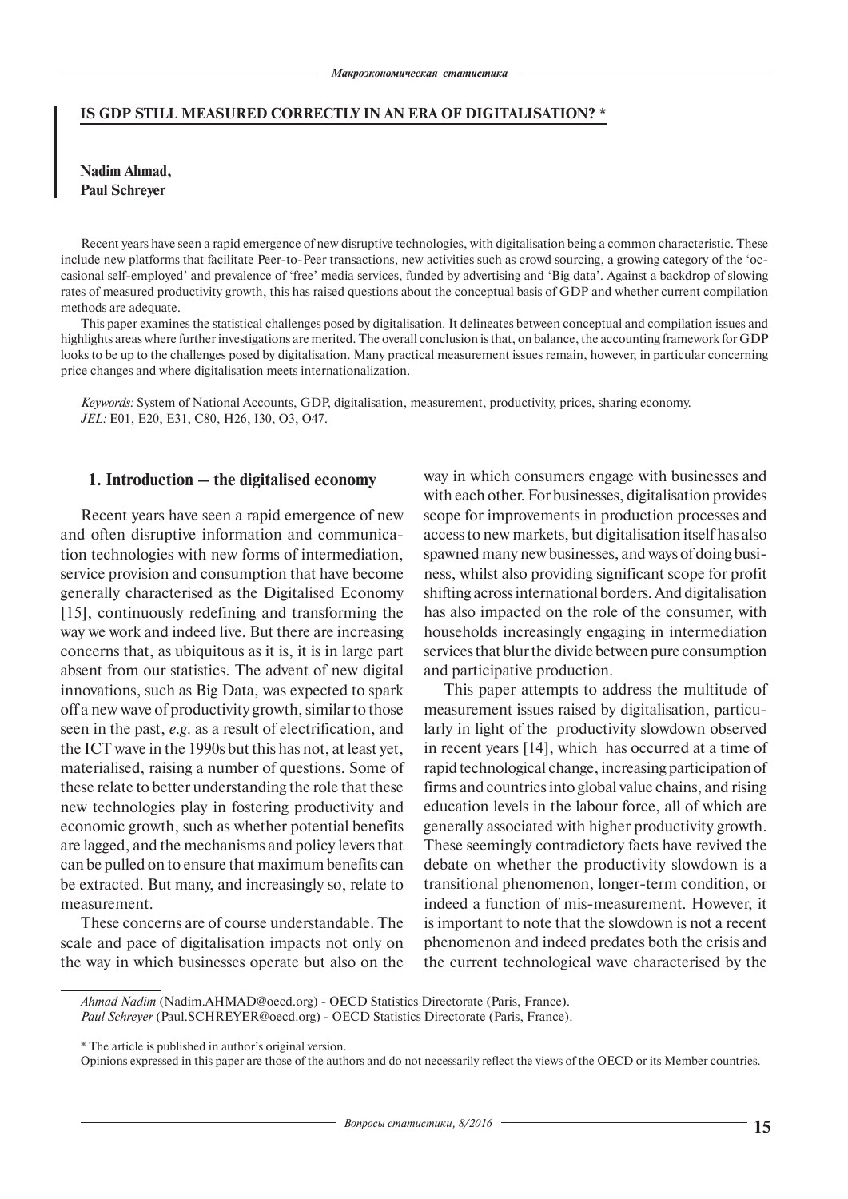## IS GDP STILL MEASURED CORRECTLY IN AN ERA OF DIGITALISATION? *

**Nadim Ahmad,**
**Paul Schreyer**

Recent years have seen a rapid emergence of new disruptive technologies, with digitalisation being a common characteristic. These include new platforms that facilitate Peer-to-Peer transactions, new activities such as crowd sourcing, a growing category of the 'occasional self-employed' and prevalence of 'free' media services, funded by advertising and 'Big data'. Against a backdrop of slowing rates of measured productivity growth, this has raised questions about the conceptual basis of GDP and whether current compilation methods are adequate.

This paper examines the statistical challenges posed by digitalisation. It delineates between conceptual and compilation issues and highlights areas where further investigations are merited. The overall conclusion is that, on balance, the accounting framework for GDP looks to be up to the challenges posed by digitalisation. Many practical measurement issues remain, however, in particular concerning price changes and where digitalisation meets internationalization.

*Keywords:* System of National Accounts, GDP, digitalisation, measurement, productivity, prices, sharing economy.
*JEL:* E01, E20, E31, C80, H26, I30, O3, O47.

### 1. Introduction – the digitalised economy

Recent years have seen a rapid emergence of new and often disruptive information and communication technologies with new forms of intermediation, service provision and consumption that have become generally characterised as the Digitalised Economy [15], continuously redefining and transforming the way we work and indeed live. But there are increasing concerns that, as ubiquitous as it is, it is in large part absent from our statistics. The advent of new digital innovations, such as Big Data, was expected to spark off a new wave of productivity growth, similar to those seen in the past, *e.g.* as a result of electrification, and the ICT wave in the 1990s but this has not, at least yet, materialised, raising a number of questions. Some of these relate to better understanding the role that these new technologies play in fostering productivity and economic growth, such as whether potential benefits are lagged, and the mechanisms and policy levers that can be pulled on to ensure that maximum benefits can be extracted. But many, and increasingly so, relate to measurement.

These concerns are of course understandable. The scale and pace of digitalisation impacts not only on the way in which businesses operate but also on the way in which consumers engage with businesses and with each other. For businesses, digitalisation provides scope for improvements in production processes and access to new markets, but digitalisation itself has also spawned many new businesses, and ways of doing business, whilst also providing significant scope for profit shifting across international borders. And digitalisation has also impacted on the role of the consumer, with households increasingly engaging in intermediation services that blur the divide between pure consumption and participative production.

This paper attempts to address the multitude of measurement issues raised by digitalisation, particularly in light of the productivity slowdown observed in recent years [14], which has occurred at a time of rapid technological change, increasing participation of firms and countries into global value chains, and rising education levels in the labour force, all of which are generally associated with higher productivity growth. These seemingly contradictory facts have revived the debate on whether the productivity slowdown is a transitional phenomenon, longer-term condition, or indeed a function of mis-measurement. However, it is important to note that the slowdown is not a recent phenomenon and indeed predates both the crisis and the current technological wave characterised by the

*Ahmad Nadim* (Nadim.AHMAD@oecd.org) - OECD Statistics Directorate (Paris, France).
*Paul Schreyer* (Paul.SCHREYER@oecd.org) - OECD Statistics Directorate (Paris, France).

\* The article is published in author's original version.
Opinions expressed in this paper are those of the authors and do not necessarily reflect the views of the OECD or its Member countries.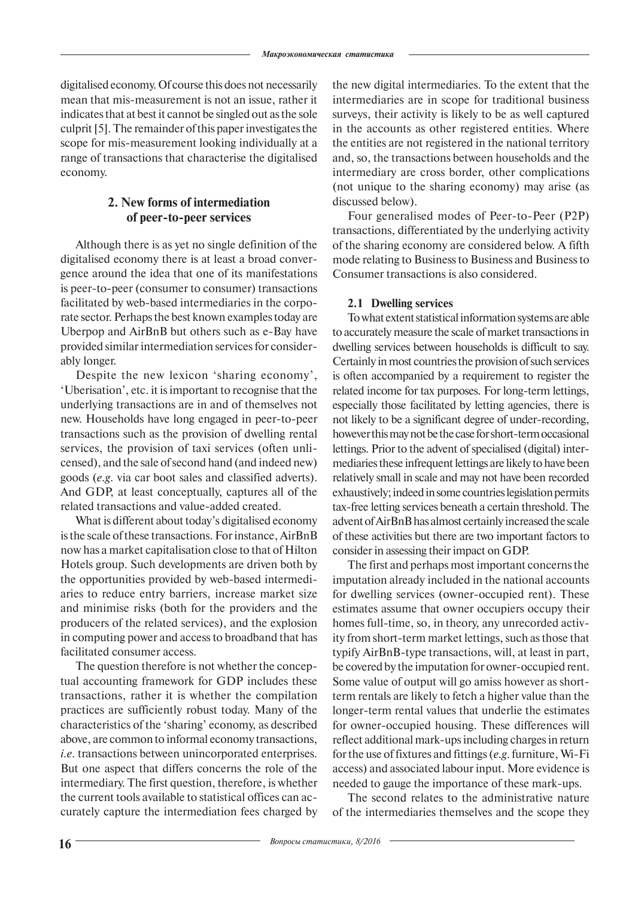digitalised economy. Of course this does not necessarily mean that mis-measurement is not an issue, rather it indicates that at best it cannot be singled out as the sole culprit [5]. The remainder of this paper investigates the scope for mis-measurement looking individually at a range of transactions that characterise the digitalised economy.

## 2. New forms of intermediation of peer-to-peer services

Although there is as yet no single definition of the digitalised economy there is at least a broad convergence around the idea that one of its manifestations is peer-to-peer (consumer to consumer) transactions facilitated by web-based intermediaries in the corporate sector. Perhaps the best known examples today are Uberpop and AirBnB but others such as e-Bay have provided similar intermediation services for considerably longer.

Despite the new lexicon 'sharing economy', 'Uberisation', etc. it is important to recognise that the underlying transactions are in and of themselves not new. Households have long engaged in peer-to-peer transactions such as the provision of dwelling rental services, the provision of taxi services (often unlicensed), and the sale of second hand (and indeed new) goods (*e.g.* via car boot sales and classified adverts). And GDP, at least conceptually, captures all of the related transactions and value-added created.

What is different about today's digitalised economy is the scale of these transactions. For instance, AirBnB now has a market capitalisation close to that of Hilton Hotels group. Such developments are driven both by the opportunities provided by web-based intermediaries to reduce entry barriers, increase market size and minimise risks (both for the providers and the producers of the related services), and the explosion in computing power and access to broadband that has facilitated consumer access.

The question therefore is not whether the conceptual accounting framework for GDP includes these transactions, rather it is whether the compilation practices are sufficiently robust today. Many of the characteristics of the 'sharing' economy, as described above, are common to informal economy transactions, *i.e.* transactions between unincorporated enterprises. But one aspect that differs concerns the role of the intermediary. The first question, therefore, is whether the current tools available to statistical offices can accurately capture the intermediation fees charged by the new digital intermediaries. To the extent that the intermediaries are in scope for traditional business surveys, their activity is likely to be as well captured in the accounts as other registered entities. Where the entities are not registered in the national territory and, so, the transactions between households and the intermediary are cross border, other complications (not unique to the sharing economy) may arise (as discussed below).

Four generalised modes of Peer-to-Peer (P2P) transactions, differentiated by the underlying activity of the sharing economy are considered below. A fifth mode relating to Business to Business and Business to Consumer transactions is also considered.

### 2.1 Dwelling services

To what extent statistical information systems are able to accurately measure the scale of market transactions in dwelling services between households is difficult to say. Certainly in most countries the provision of such services is often accompanied by a requirement to register the related income for tax purposes. For long-term lettings, especially those facilitated by letting agencies, there is not likely to be a significant degree of under-recording, however this may not be the case for short-term occasional lettings. Prior to the advent of specialised (digital) intermediaries these infrequent lettings are likely to have been relatively small in scale and may not have been recorded exhaustively; indeed in some countries legislation permits tax-free letting services beneath a certain threshold. The advent of AirBnB has almost certainly increased the scale of these activities but there are two important factors to consider in assessing their impact on GDP.

The first and perhaps most important concerns the imputation already included in the national accounts for dwelling services (owner-occupied rent). These estimates assume that owner occupiers occupy their homes full-time, so, in theory, any unrecorded activity from short-term market lettings, such as those that typify AirBnB-type transactions, will, at least in part, be covered by the imputation for owner-occupied rent. Some value of output will go amiss however as short-term rentals are likely to fetch a higher value than the longer-term rental values that underlie the estimates for owner-occupied housing. These differences will reflect additional mark-ups including charges in return for the use of fixtures and fittings (*e.g.* furniture, Wi-Fi access) and associated labour input. More evidence is needed to gauge the importance of these mark-ups.

The second relates to the administrative nature of the intermediaries themselves and the scope they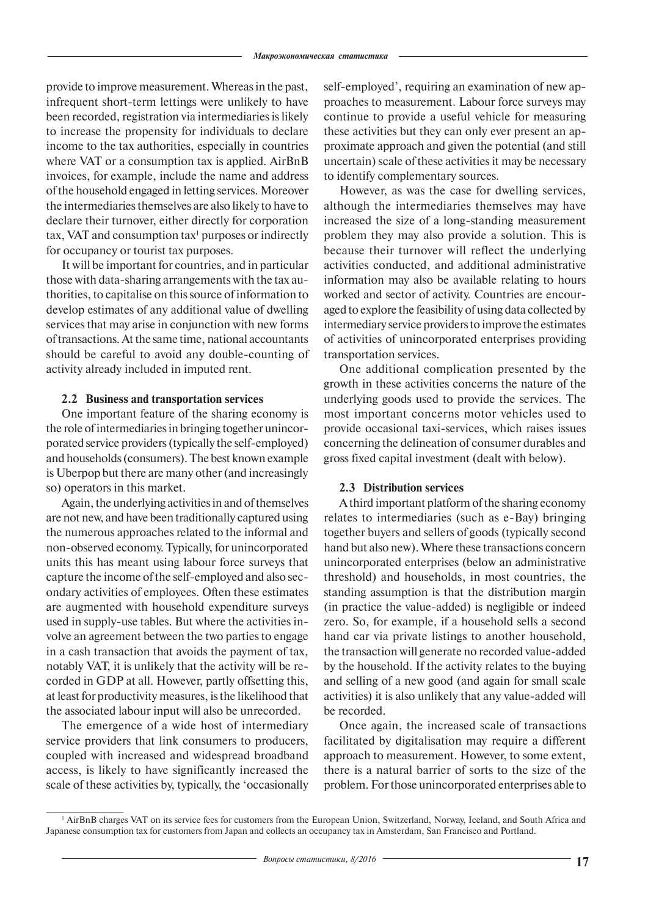provide to improve measurement. Whereas in the past, infrequent short-term lettings were unlikely to have been recorded, registration via intermediaries is likely to increase the propensity for individuals to declare income to the tax authorities, especially in countries where VAT or a consumption tax is applied. AirBnB invoices, for example, include the name and address of the household engaged in letting services. Moreover the intermediaries themselves are also likely to have to declare their turnover, either directly for corporation tax, VAT and consumption tax[1] purposes or indirectly for occupancy or tourist tax purposes.

It will be important for countries, and in particular those with data-sharing arrangements with the tax authorities, to capitalise on this source of information to develop estimates of any additional value of dwelling services that may arise in conjunction with new forms of transactions. At the same time, national accountants should be careful to avoid any double-counting of activity already included in imputed rent.

### 2.2 Business and transportation services

One important feature of the sharing economy is the role of intermediaries in bringing together unincorporated service providers (typically the self-employed) and households (consumers). The best known example is Uberpop but there are many other (and increasingly so) operators in this market.

Again, the underlying activities in and of themselves are not new, and have been traditionally captured using the numerous approaches related to the informal and non-observed economy. Typically, for unincorporated units this has meant using labour force surveys that capture the income of the self-employed and also secondary activities of employees. Often these estimates are augmented with household expenditure surveys used in supply-use tables. But where the activities involve an agreement between the two parties to engage in a cash transaction that avoids the payment of tax, notably VAT, it is unlikely that the activity will be recorded in GDP at all. However, partly offsetting this, at least for productivity measures, is the likelihood that the associated labour input will also be unrecorded.

The emergence of a wide host of intermediary service providers that link consumers to producers, coupled with increased and widespread broadband access, is likely to have significantly increased the scale of these activities by, typically, the 'occasionally self-employed', requiring an examination of new approaches to measurement. Labour force surveys may continue to provide a useful vehicle for measuring these activities but they can only ever present an approximate approach and given the potential (and still uncertain) scale of these activities it may be necessary to identify complementary sources.

However, as was the case for dwelling services, although the intermediaries themselves may have increased the size of a long-standing measurement problem they may also provide a solution. This is because their turnover will reflect the underlying activities conducted, and additional administrative information may also be available relating to hours worked and sector of activity. Countries are encouraged to explore the feasibility of using data collected by intermediary service providers to improve the estimates of activities of unincorporated enterprises providing transportation services.

One additional complication presented by the growth in these activities concerns the nature of the underlying goods used to provide the services. The most important concerns motor vehicles used to provide occasional taxi-services, which raises issues concerning the delineation of consumer durables and gross fixed capital investment (dealt with below).

### 2.3 Distribution services

A third important platform of the sharing economy relates to intermediaries (such as e-Bay) bringing together buyers and sellers of goods (typically second hand but also new). Where these transactions concern unincorporated enterprises (below an administrative threshold) and households, in most countries, the standing assumption is that the distribution margin (in practice the value-added) is negligible or indeed zero. So, for example, if a household sells a second hand car via private listings to another household, the transaction will generate no recorded value-added by the household. If the activity relates to the buying and selling of a new good (and again for small scale activities) it is also unlikely that any value-added will be recorded.

Once again, the increased scale of transactions facilitated by digitalisation may require a different approach to measurement. However, to some extent, there is a natural barrier of sorts to the size of the problem. For those unincorporated enterprises able to

---

[1] AirBnB charges VAT on its service fees for customers from the European Union, Switzerland, Norway, Iceland, and South Africa and Japanese consumption tax for customers from Japan and collects an occupancy tax in Amsterdam, San Francisco and Portland.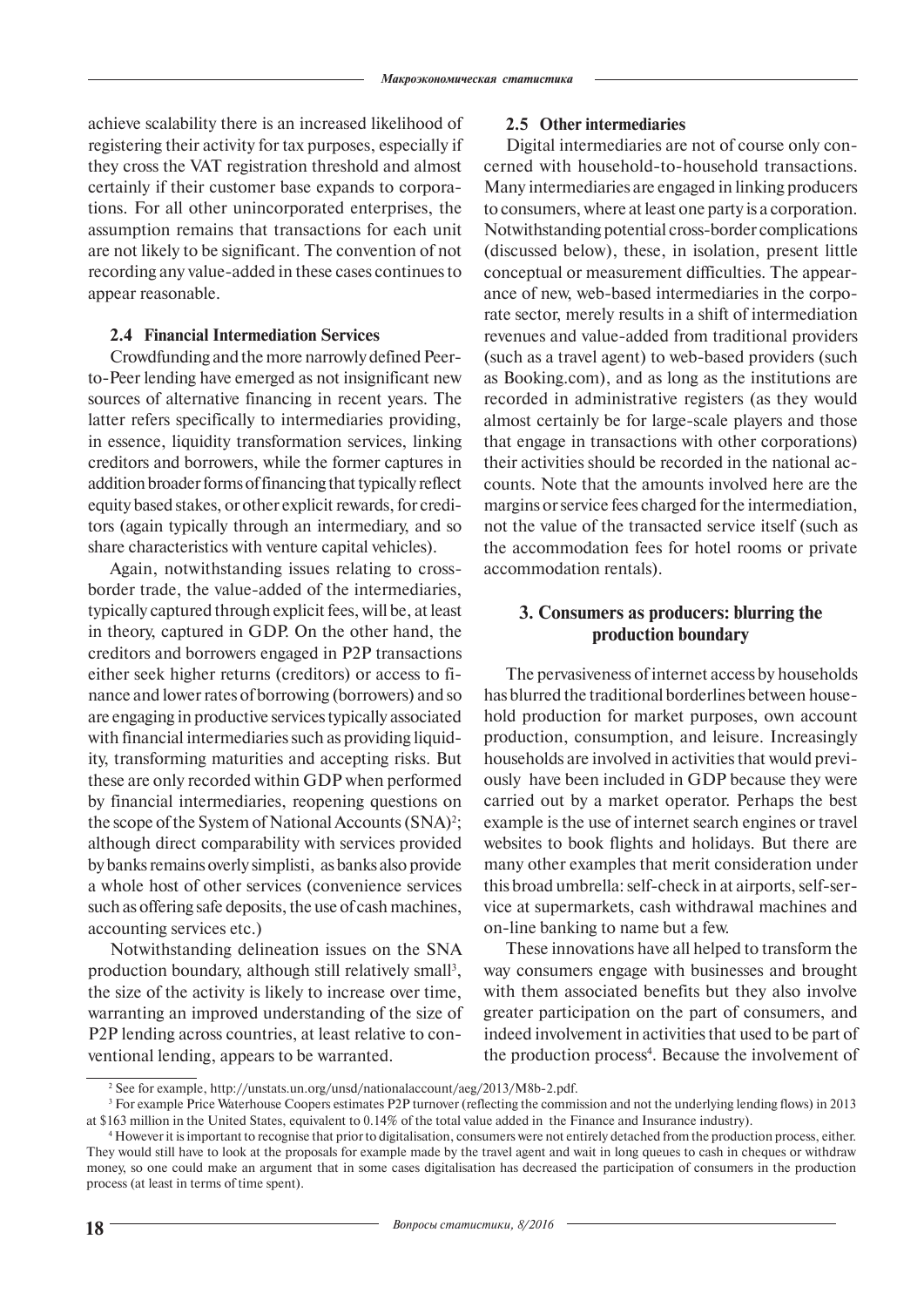achieve scalability there is an increased likelihood of registering their activity for tax purposes, especially if they cross the VAT registration threshold and almost certainly if their customer base expands to corporations. For all other unincorporated enterprises, the assumption remains that transactions for each unit are not likely to be significant. The convention of not recording any value-added in these cases continues to appear reasonable.

### 2.4 Financial Intermediation Services

Crowdfunding and the more narrowly defined Peer-to-Peer lending have emerged as not insignificant new sources of alternative financing in recent years. The latter refers specifically to intermediaries providing, in essence, liquidity transformation services, linking creditors and borrowers, while the former captures in addition broader forms of financing that typically reflect equity based stakes, or other explicit rewards, for creditors (again typically through an intermediary, and so share characteristics with venture capital vehicles).

Again, notwithstanding issues relating to cross-border trade, the value-added of the intermediaries, typically captured through explicit fees, will be, at least in theory, captured in GDP. On the other hand, the creditors and borrowers engaged in P2P transactions either seek higher returns (creditors) or access to finance and lower rates of borrowing (borrowers) and so are engaging in productive services typically associated with financial intermediaries such as providing liquidity, transforming maturities and accepting risks. But these are only recorded within GDP when performed by financial intermediaries, reopening questions on the scope of the System of National Accounts (SNA)[2]; although direct comparability with services provided by banks remains overly simplisti, as banks also provide a whole host of other services (convenience services such as offering safe deposits, the use of cash machines, accounting services etc.)

Notwithstanding delineation issues on the SNA production boundary, although still relatively small[3], the size of the activity is likely to increase over time, warranting an improved understanding of the size of P2P lending across countries, at least relative to conventional lending, appears to be warranted.

### 2.5 Other intermediaries

Digital intermediaries are not of course only concerned with household-to-household transactions. Many intermediaries are engaged in linking producers to consumers, where at least one party is a corporation. Notwithstanding potential cross-border complications (discussed below), these, in isolation, present little conceptual or measurement difficulties. The appearance of new, web-based intermediaries in the corporate sector, merely results in a shift of intermediation revenues and value-added from traditional providers (such as a travel agent) to web-based providers (such as Booking.com), and as long as the institutions are recorded in administrative registers (as they would almost certainly be for large-scale players and those that engage in transactions with other corporations) their activities should be recorded in the national accounts. Note that the amounts involved here are the margins or service fees charged for the intermediation, not the value of the transacted service itself (such as the accommodation fees for hotel rooms or private accommodation rentals).

## 3. Consumers as producers: blurring the production boundary

The pervasiveness of internet access by households has blurred the traditional borderlines between household production for market purposes, own account production, consumption, and leisure. Increasingly households are involved in activities that would previously have been included in GDP because they were carried out by a market operator. Perhaps the best example is the use of internet search engines or travel websites to book flights and holidays. But there are many other examples that merit consideration under this broad umbrella: self-check in at airports, self-service at supermarkets, cash withdrawal machines and on-line banking to name but a few.

These innovations have all helped to transform the way consumers engage with businesses and brought with them associated benefits but they also involve greater participation on the part of consumers, and indeed involvement in activities that used to be part of the production process[4]. Because the involvement of

---

[2] See for example, http://unstats.un.org/unsd/nationalaccount/aeg/2013/M8b-2.pdf.

[3] For example Price Waterhouse Coopers estimates P2P turnover (reflecting the commission and not the underlying lending flows) in 2013 at $163 million in the United States, equivalent to 0.14% of the total value added in the Finance and Insurance industry).

[4] However it is important to recognise that prior to digitalisation, consumers were not entirely detached from the production process, either. They would still have to look at the proposals for example made by the travel agent and wait in long queues to cash in cheques or withdraw money, so one could make an argument that in some cases digitalisation has decreased the participation of consumers in the production process (at least in terms of time spent).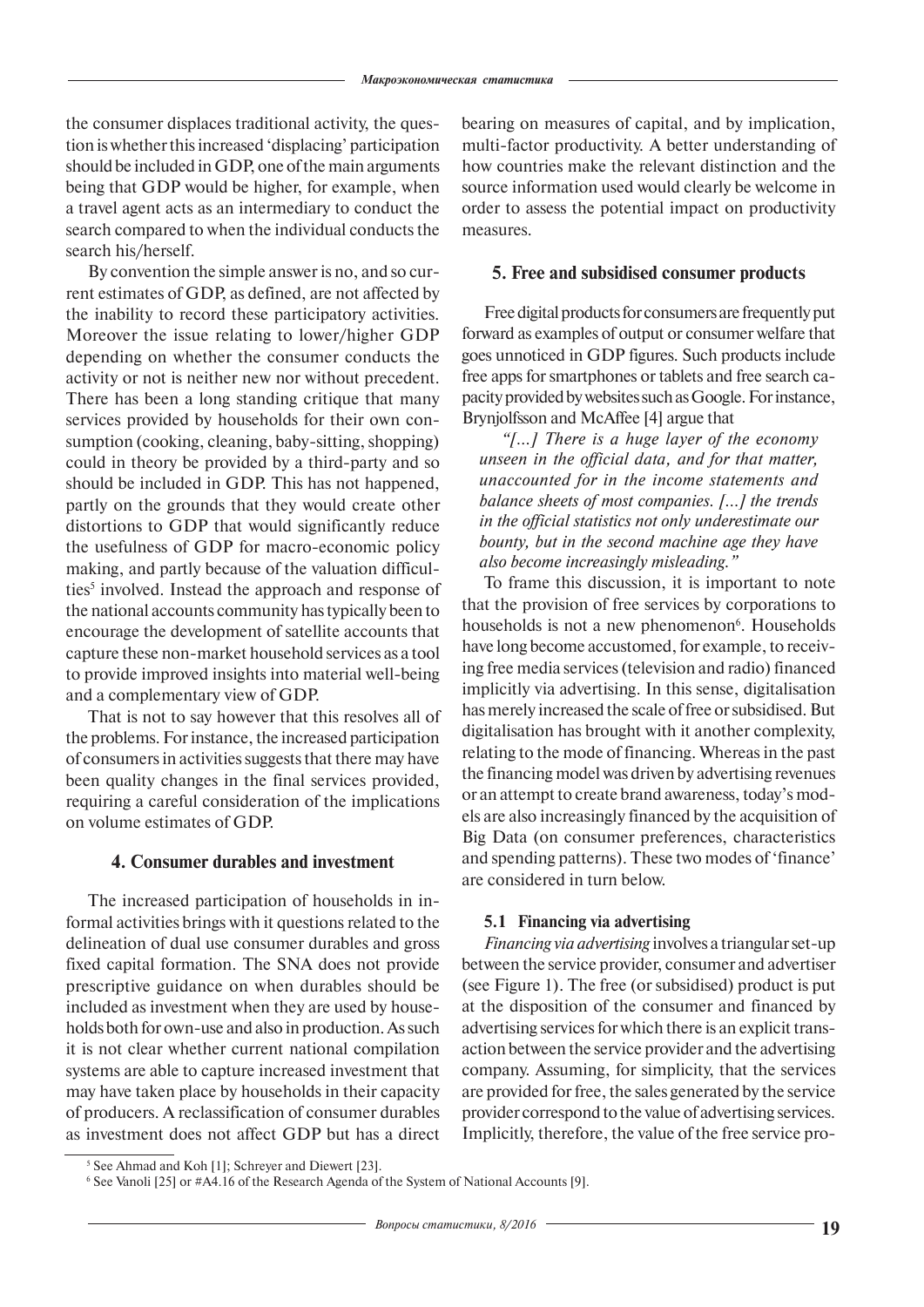the consumer displaces traditional activity, the question is whether this increased 'displacing' participation should be included in GDP, one of the main arguments being that GDP would be higher, for example, when a travel agent acts as an intermediary to conduct the search compared to when the individual conducts the search his/herself.

By convention the simple answer is no, and so current estimates of GDP, as defined, are not affected by the inability to record these participatory activities. Moreover the issue relating to lower/higher GDP depending on whether the consumer conducts the activity or not is neither new nor without precedent. There has been a long standing critique that many services provided by households for their own consumption (cooking, cleaning, baby-sitting, shopping) could in theory be provided by a third-party and so should be included in GDP. This has not happened, partly on the grounds that they would create other distortions to GDP that would significantly reduce the usefulness of GDP for macro-economic policy making, and partly because of the valuation difficulties[5] involved. Instead the approach and response of the national accounts community has typically been to encourage the development of satellite accounts that capture these non-market household services as a tool to provide improved insights into material well-being and a complementary view of GDP.

That is not to say however that this resolves all of the problems. For instance, the increased participation of consumers in activities suggests that there may have been quality changes in the final services provided, requiring a careful consideration of the implications on volume estimates of GDP.

## 4. Consumer durables and investment

The increased participation of households in informal activities brings with it questions related to the delineation of dual use consumer durables and gross fixed capital formation. The SNA does not provide prescriptive guidance on when durables should be included as investment when they are used by households both for own-use and also in production. As such it is not clear whether current national compilation systems are able to capture increased investment that may have taken place by households in their capacity of producers. A reclassification of consumer durables as investment does not affect GDP but has a direct bearing on measures of capital, and by implication, multi-factor productivity. A better understanding of how countries make the relevant distinction and the source information used would clearly be welcome in order to assess the potential impact on productivity measures.

## 5. Free and subsidised consumer products

Free digital products for consumers are frequently put forward as examples of output or consumer welfare that goes unnoticed in GDP figures. Such products include free apps for smartphones or tablets and free search capacity provided by websites such as Google. For instance, Brynjolfsson and McAffee [4] argue that

> *"[...] There is a huge layer of the economy unseen in the official data, and for that matter, unaccounted for in the income statements and balance sheets of most companies. [...] the trends in the official statistics not only underestimate our bounty, but in the second machine age they have also become increasingly misleading."*

To frame this discussion, it is important to note that the provision of free services by corporations to households is not a new phenomenon[6]. Households have long become accustomed, for example, to receiving free media services (television and radio) financed implicitly via advertising. In this sense, digitalisation has merely increased the scale of free or subsidised. But digitalisation has brought with it another complexity, relating to the mode of financing. Whereas in the past the financing model was driven by advertising revenues or an attempt to create brand awareness, today's models are also increasingly financed by the acquisition of Big Data (on consumer preferences, characteristics and spending patterns). These two modes of 'finance' are considered in turn below.

### 5.1 Financing via advertising

*Financing via advertising* involves a triangular set-up between the service provider, consumer and advertiser (see Figure 1). The free (or subsidised) product is put at the disposition of the consumer and financed by advertising services for which there is an explicit transaction between the service provider and the advertising company. Assuming, for simplicity, that the services are provided for free, the sales generated by the service provider correspond to the value of advertising services. Implicitly, therefore, the value of the free service pro-

[5] See Ahmad and Koh [1]; Schreyer and Diewert [23].

[6] See Vanoli [25] or #A4.16 of the Research Agenda of the System of National Accounts [9].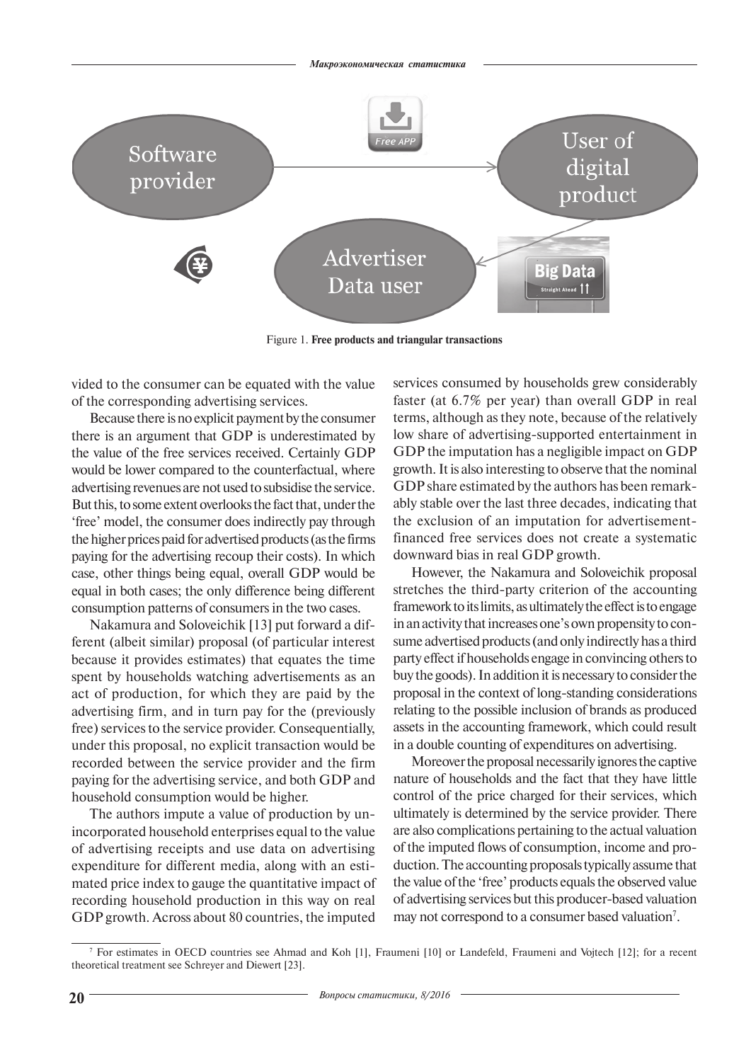Figure 1. **Free products and triangular transactions**

vided to the consumer can be equated with the value of the corresponding advertising services.

Because there is no explicit payment by the consumer there is an argument that GDP is underestimated by the value of the free services received. Certainly GDP would be lower compared to the counterfactual, where advertising revenues are not used to subsidise the service. But this, to some extent overlooks the fact that, under the 'free' model, the consumer does indirectly pay through the higher prices paid for advertised products (as the firms paying for the advertising recoup their costs). In which case, other things being equal, overall GDP would be equal in both cases; the only difference being different consumption patterns of consumers in the two cases.

Nakamura and Soloveichik [13] put forward a different (albeit similar) proposal (of particular interest because it provides estimates) that equates the time spent by households watching advertisements as an act of production, for which they are paid by the advertising firm, and in turn pay for the (previously free) services to the service provider. Consequentially, under this proposal, no explicit transaction would be recorded between the service provider and the firm paying for the advertising service, and both GDP and household consumption would be higher.

The authors impute a value of production by unincorporated household enterprises equal to the value of advertising receipts and use data on advertising expenditure for different media, along with an estimated price index to gauge the quantitative impact of recording household production in this way on real GDP growth. Across about 80 countries, the imputed services consumed by households grew considerably faster (at 6.7% per year) than overall GDP in real terms, although as they note, because of the relatively low share of advertising-supported entertainment in GDP the imputation has a negligible impact on GDP growth. It is also interesting to observe that the nominal GDP share estimated by the authors has been remarkably stable over the last three decades, indicating that the exclusion of an imputation for advertisement-financed free services does not create a systematic downward bias in real GDP growth.

However, the Nakamura and Soloveichik proposal stretches the third-party criterion of the accounting framework to its limits, as ultimately the effect is to engage in an activity that increases one's own propensity to consume advertised products (and only indirectly has a third party effect if households engage in convincing others to buy the goods). In addition it is necessary to consider the proposal in the context of long-standing considerations relating to the possible inclusion of brands as produced assets in the accounting framework, which could result in a double counting of expenditures on advertising.

Moreover the proposal necessarily ignores the captive nature of households and the fact that they have little control of the price charged for their services, which ultimately is determined by the service provider. There are also complications pertaining to the actual valuation of the imputed flows of consumption, income and production. The accounting proposals typically assume that the value of the 'free' products equals the observed value of advertising services but this producer-based valuation may not correspond to a consumer based valuation[7].

[7] For estimates in OECD countries see Ahmad and Koh [1], Fraumeni [10] or Landefeld, Fraumeni and Vojtech [12]; for a recent theoretical treatment see Schreyer and Diewert [23].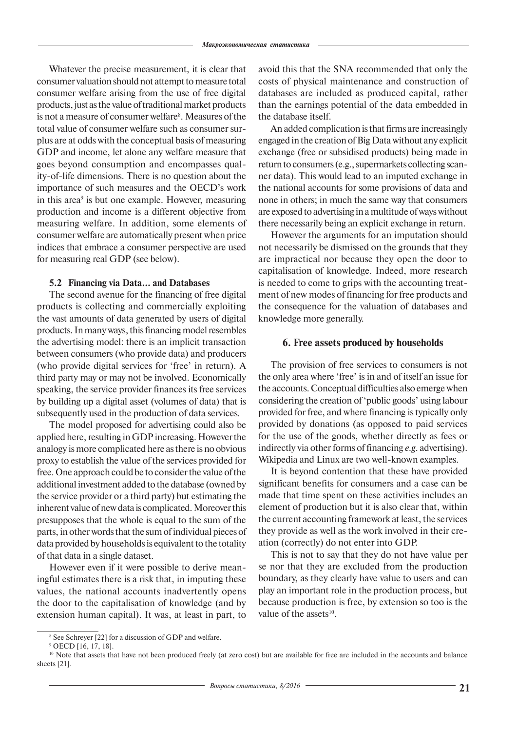Whatever the precise measurement, it is clear that consumer valuation should not attempt to measure total consumer welfare arising from the use of free digital products, just as the value of traditional market products is not a measure of consumer welfare[8]. Measures of the total value of consumer welfare such as consumer surplus are at odds with the conceptual basis of measuring GDP and income, let alone any welfare measure that goes beyond consumption and encompasses quality-of-life dimensions. There is no question about the importance of such measures and the OECD's work in this area[9] is but one example. However, measuring production and income is a different objective from measuring welfare. In addition, some elements of consumer welfare are automatically present when price indices that embrace a consumer perspective are used for measuring real GDP (see below).

### 5.2 Financing via Data… and Databases

The second avenue for the financing of free digital products is collecting and commercially exploiting the vast amounts of data generated by users of digital products. In many ways, this financing model resembles the advertising model: there is an implicit transaction between consumers (who provide data) and producers (who provide digital services for 'free' in return). A third party may or may not be involved. Economically speaking, the service provider finances its free services by building up a digital asset (volumes of data) that is subsequently used in the production of data services.

The model proposed for advertising could also be applied here, resulting in GDP increasing. However the analogy is more complicated here as there is no obvious proxy to establish the value of the services provided for free. One approach could be to consider the value of the additional investment added to the database (owned by the service provider or a third party) but estimating the inherent value of new data is complicated. Moreover this presupposes that the whole is equal to the sum of the parts, in other words that the sum of individual pieces of data provided by households is equivalent to the totality of that data in a single dataset.

However even if it were possible to derive meaningful estimates there is a risk that, in imputing these values, the national accounts inadvertently opens the door to the capitalisation of knowledge (and by extension human capital). It was, at least in part, to avoid this that the SNA recommended that only the costs of physical maintenance and construction of databases are included as produced capital, rather than the earnings potential of the data embedded in the database itself.

An added complication is that firms are increasingly engaged in the creation of Big Data without any explicit exchange (free or subsidised products) being made in return to consumers (e.g., supermarkets collecting scanner data). This would lead to an imputed exchange in the national accounts for some provisions of data and none in others; in much the same way that consumers are exposed to advertising in a multitude of ways without there necessarily being an explicit exchange in return.

However the arguments for an imputation should not necessarily be dismissed on the grounds that they are impractical nor because they open the door to capitalisation of knowledge. Indeed, more research is needed to come to grips with the accounting treatment of new modes of financing for free products and the consequence for the valuation of databases and knowledge more generally.

## 6. Free assets produced by households

The provision of free services to consumers is not the only area where 'free' is in and of itself an issue for the accounts. Conceptual difficulties also emerge when considering the creation of 'public goods' using labour provided for free, and where financing is typically only provided by donations (as opposed to paid services for the use of the goods, whether directly as fees or indirectly via other forms of financing *e.g.* advertising). Wikipedia and Linux are two well-known examples.

It is beyond contention that these have provided significant benefits for consumers and a case can be made that time spent on these activities includes an element of production but it is also clear that, within the current accounting framework at least, the services they provide as well as the work involved in their creation (correctly) do not enter into GDP.

This is not to say that they do not have value per se nor that they are excluded from the production boundary, as they clearly have value to users and can play an important role in the production process, but because production is free, by extension so too is the value of the assets[10].

---

[8] See Schreyer [22] for a discussion of GDP and welfare.

[9] OECD [16, 17, 18].

[10] Note that assets that have not been produced freely (at zero cost) but are available for free are included in the accounts and balance sheets [21].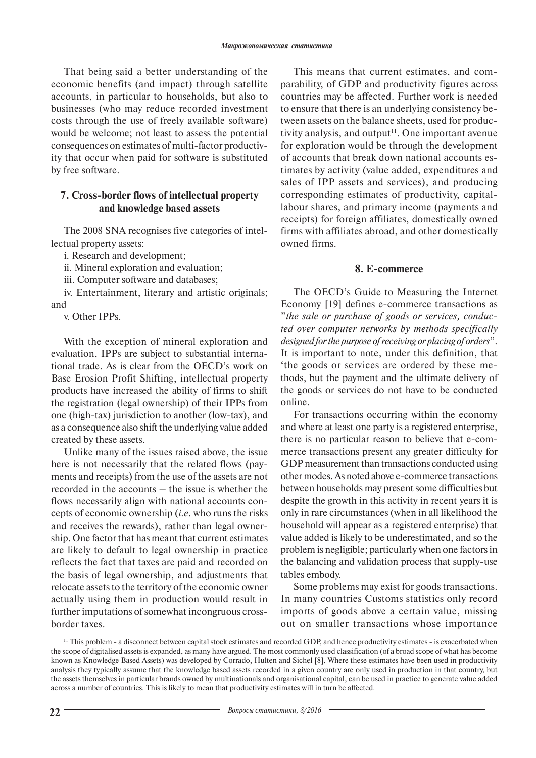That being said a better understanding of the economic benefits (and impact) through satellite accounts, in particular to households, but also to businesses (who may reduce recorded investment costs through the use of freely available software) would be welcome; not least to assess the potential consequences on estimates of multi-factor productivity that occur when paid for software is substituted by free software.

## 7. Cross-border flows of intellectual property and knowledge based assets

The 2008 SNA recognises five categories of intellectual property assets:

i. Research and development;

ii. Mineral exploration and evaluation;

iii. Computer software and databases;

iv. Entertainment, literary and artistic originals; and

v. Other IPPs.

With the exception of mineral exploration and evaluation, IPPs are subject to substantial international trade. As is clear from the OECD's work on Base Erosion Profit Shifting, intellectual property products have increased the ability of firms to shift the registration (legal ownership) of their IPPs from one (high-tax) jurisdiction to another (low-tax), and as a consequence also shift the underlying value added created by these assets.

Unlike many of the issues raised above, the issue here is not necessarily that the related flows (payments and receipts) from the use of the assets are not recorded in the accounts – the issue is whether the flows necessarily align with national accounts concepts of economic ownership (*i.e.* who runs the risks and receives the rewards), rather than legal ownership. One factor that has meant that current estimates are likely to default to legal ownership in practice reflects the fact that taxes are paid and recorded on the basis of legal ownership, and adjustments that relocate assets to the territory of the economic owner actually using them in production would result in further imputations of somewhat incongruous cross-border taxes.

This means that current estimates, and comparability, of GDP and productivity figures across countries may be affected. Further work is needed to ensure that there is an underlying consistency between assets on the balance sheets, used for productivity analysis, and output[11]. One important avenue for exploration would be through the development of accounts that break down national accounts estimates by activity (value added, expenditures and sales of IPP assets and services), and producing corresponding estimates of productivity, capital-labour shares, and primary income (payments and receipts) for foreign affiliates, domestically owned firms with affiliates abroad, and other domestically owned firms.

## 8. E-commerce

The OECD's Guide to Measuring the Internet Economy [19] defines e-commerce transactions as "*the sale or purchase of goods or services, conducted over computer networks by methods specifically designed for the purpose of receiving or placing of orders*". It is important to note, under this definition, that 'the goods or services are ordered by these methods, but the payment and the ultimate delivery of the goods or services do not have to be conducted online.

For transactions occurring within the economy and where at least one party is a registered enterprise, there is no particular reason to believe that e-commerce transactions present any greater difficulty for GDP measurement than transactions conducted using other modes. As noted above e-commerce transactions between households may present some difficulties but despite the growth in this activity in recent years it is only in rare circumstances (when in all likelihood the household will appear as a registered enterprise) that value added is likely to be underestimated, and so the problem is negligible; particularly when one factors in the balancing and validation process that supply-use tables embody.

Some problems may exist for goods transactions. In many countries Customs statistics only record imports of goods above a certain value, missing out on smaller transactions whose importance

[11] This problem - a disconnect between capital stock estimates and recorded GDP, and hence productivity estimates - is exacerbated when the scope of digitalised assets is expanded, as many have argued. The most commonly used classification (of a broad scope of what has become known as Knowledge Based Assets) was developed by Corrado, Hulten and Sichel [8]. Where these estimates have been used in productivity analysis they typically assume that the knowledge based assets recorded in a given country are only used in production in that country, but the assets themselves in particular brands owned by multinationals and organisational capital, can be used in practice to generate value added across a number of countries. This is likely to mean that productivity estimates will in turn be affected.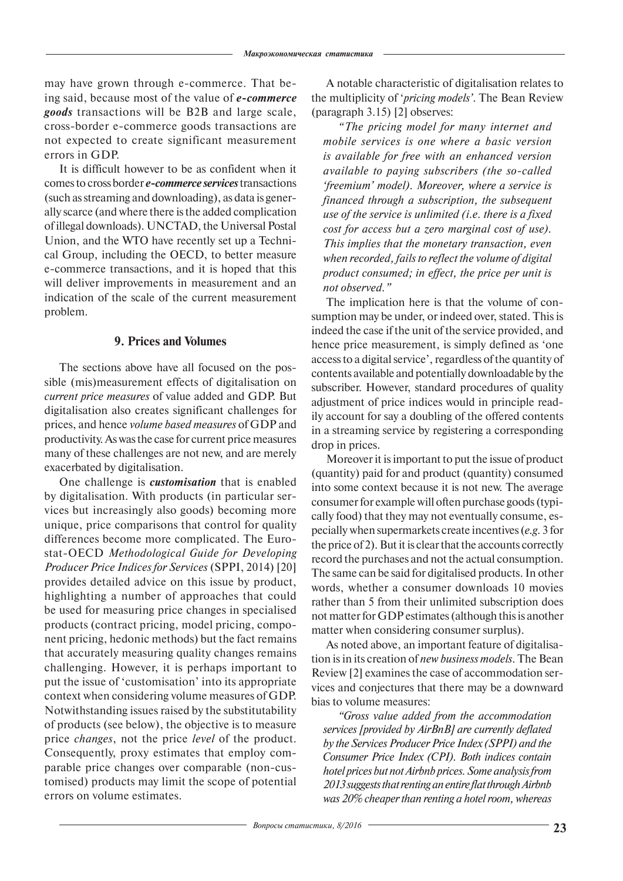may have grown through e-commerce. That being said, because most of the value of ***e-commerce goods*** transactions will be B2B and large scale, cross-border e-commerce goods transactions are not expected to create significant measurement errors in GDP.

It is difficult however to be as confident when it comes to cross border ***e-commerce services*** transactions (such as streaming and downloading), as data is generally scarce (and where there is the added complication of illegal downloads). UNCTAD, the Universal Postal Union, and the WTO have recently set up a Technical Group, including the OECD, to better measure e-commerce transactions, and it is hoped that this will deliver improvements in measurement and an indication of the scale of the current measurement problem.

## 9. Prices and Volumes

The sections above have all focused on the possible (mis)measurement effects of digitalisation on *current price measures* of value added and GDP. But digitalisation also creates significant challenges for prices, and hence *volume based measures* of GDP and productivity. As was the case for current price measures many of these challenges are not new, and are merely exacerbated by digitalisation.

One challenge is ***customisation*** that is enabled by digitalisation. With products (in particular services but increasingly also goods) becoming more unique, price comparisons that control for quality differences become more complicated. The Eurostat-OECD *Methodological Guide for Developing Producer Price Indices for Services* (SPPI, 2014) [20] provides detailed advice on this issue by product, highlighting a number of approaches that could be used for measuring price changes in specialised products (contract pricing, model pricing, component pricing, hedonic methods) but the fact remains that accurately measuring quality changes remains challenging. However, it is perhaps important to put the issue of 'customisation' into its appropriate context when considering volume measures of GDP. Notwithstanding issues raised by the substitutability of products (see below), the objective is to measure price *changes*, not the price *level* of the product. Consequently, proxy estimates that employ comparable price changes over comparable (non-customised) products may limit the scope of potential errors on volume estimates.

A notable characteristic of digitalisation relates to the multiplicity of '*pricing models*'. The Bean Review (paragraph 3.15) [2] observes:

*"The pricing model for many internet and mobile services is one where a basic version is available for free with an enhanced version available to paying subscribers (the so-called 'freemium' model). Moreover, where a service is financed through a subscription, the subsequent use of the service is unlimited (i.e. there is a fixed cost for access but a zero marginal cost of use). This implies that the monetary transaction, even when recorded, fails to reflect the volume of digital product consumed; in effect, the price per unit is not observed."*

The implication here is that the volume of consumption may be under, or indeed over, stated. This is indeed the case if the unit of the service provided, and hence price measurement, is simply defined as 'one access to a digital service', regardless of the quantity of contents available and potentially downloadable by the subscriber. However, standard procedures of quality adjustment of price indices would in principle readily account for say a doubling of the offered contents in a streaming service by registering a corresponding drop in prices.

Moreover it is important to put the issue of product (quantity) paid for and product (quantity) consumed into some context because it is not new. The average consumer for example will often purchase goods (typically food) that they may not eventually consume, especially when supermarkets create incentives (*e.g.* 3 for the price of 2). But it is clear that the accounts correctly record the purchases and not the actual consumption. The same can be said for digitalised products. In other words, whether a consumer downloads 10 movies rather than 5 from their unlimited subscription does not matter for GDP estimates (although this is another matter when considering consumer surplus).

As noted above, an important feature of digitalisation is in its creation of *new business models*. The Bean Review [2] examines the case of accommodation services and conjectures that there may be a downward bias to volume measures:

*"Gross value added from the accommodation services [provided by AirBnB] are currently deflated by the Services Producer Price Index (SPPI) and the Consumer Price Index (CPI). Both indices contain hotel prices but not Airbnb prices. Some analysis from 2013 suggests that renting an entire flat through Airbnb was 20% cheaper than renting a hotel room, whereas*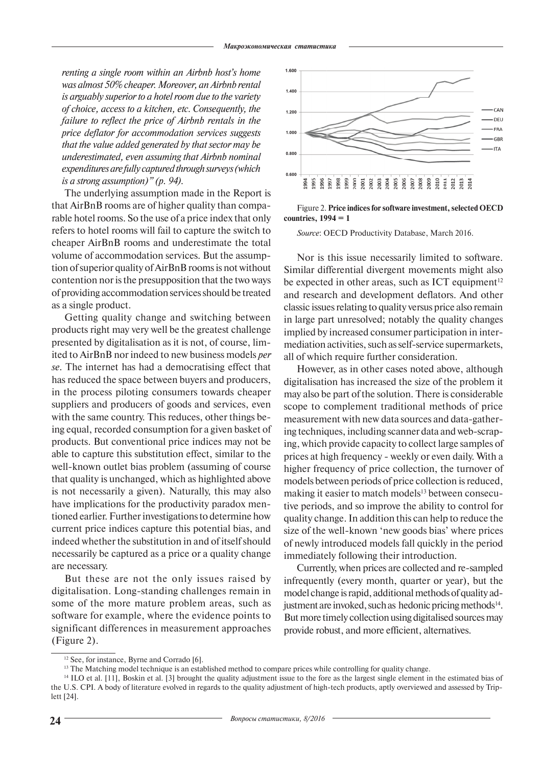*renting a single room within an Airbnb host's home was almost 50% cheaper. Moreover, an Airbnb rental is arguably superior to a hotel room due to the variety of choice, access to a kitchen, etc. Consequently, the failure to reflect the price of Airbnb rentals in the price deflator for accommodation services suggests that the value added generated by that sector may be underestimated, even assuming that Airbnb nominal expenditures are fully captured through surveys (which is a strong assumption)" (p. 94).*

The underlying assumption made in the Report is that AirBnB rooms are of higher quality than comparable hotel rooms. So the use of a price index that only refers to hotel rooms will fail to capture the switch to cheaper AirBnB rooms and underestimate the total volume of accommodation services. But the assumption of superior quality of AirBnB rooms is not without contention nor is the presupposition that the two ways of providing accommodation services should be treated as a single product.

Getting quality change and switching between products right may very well be the greatest challenge presented by digitalisation as it is not, of course, limited to AirBnB nor indeed to new business models *per se*. The internet has had a democratising effect that has reduced the space between buyers and producers, in the process piloting consumers towards cheaper suppliers and producers of goods and services, even with the same country. This reduces, other things being equal, recorded consumption for a given basket of products. But conventional price indices may not be able to capture this substitution effect, similar to the well-known outlet bias problem (assuming of course that quality is unchanged, which as highlighted above is not necessarily a given). Naturally, this may also have implications for the productivity paradox mentioned earlier. Further investigations to determine how current price indices capture this potential bias, and indeed whether the substitution in and of itself should necessarily be captured as a price or a quality change are necessary.

But these are not the only issues raised by digitalisation. Long-standing challenges remain in some of the more mature problem areas, such as software for example, where the evidence points to significant differences in measurement approaches (Figure 2).

Figure 2. **Price indices for software investment, selected OECD countries, 1994 = 1**

*Source*: OECD Productivity Database, March 2016.

Nor is this issue necessarily limited to software. Similar differential divergent movements might also be expected in other areas, such as ICT equipment[12] and research and development deflators. And other classic issues relating to quality versus price also remain in large part unresolved; notably the quality changes implied by increased consumer participation in intermediation activities, such as self-service supermarkets, all of which require further consideration.

However, as in other cases noted above, although digitalisation has increased the size of the problem it may also be part of the solution. There is considerable scope to complement traditional methods of price measurement with new data sources and data-gathering techniques, including scanner data and web-scraping, which provide capacity to collect large samples of prices at high frequency - weekly or even daily. With a higher frequency of price collection, the turnover of models between periods of price collection is reduced, making it easier to match models[13] between consecutive periods, and so improve the ability to control for quality change. In addition this can help to reduce the size of the well-known 'new goods bias' where prices of newly introduced models fall quickly in the period immediately following their introduction.

Currently, when prices are collected and re-sampled infrequently (every month, quarter or year), but the model change is rapid, additional methods of quality adjustment are invoked, such as hedonic pricing methods[14]. But more timely collection using digitalised sources may provide robust, and more efficient, alternatives.

[12] See, for instance, Byrne and Corrado [6].

[13] The Matching model technique is an established method to compare prices while controlling for quality change.

[14] ILO et al. [11], Boskin et al. [3] brought the quality adjustment issue to the fore as the largest single element in the estimated bias of the U.S. CPI. A body of literature evolved in regards to the quality adjustment of high-tech products, aptly overviewed and assessed by Triplett [24].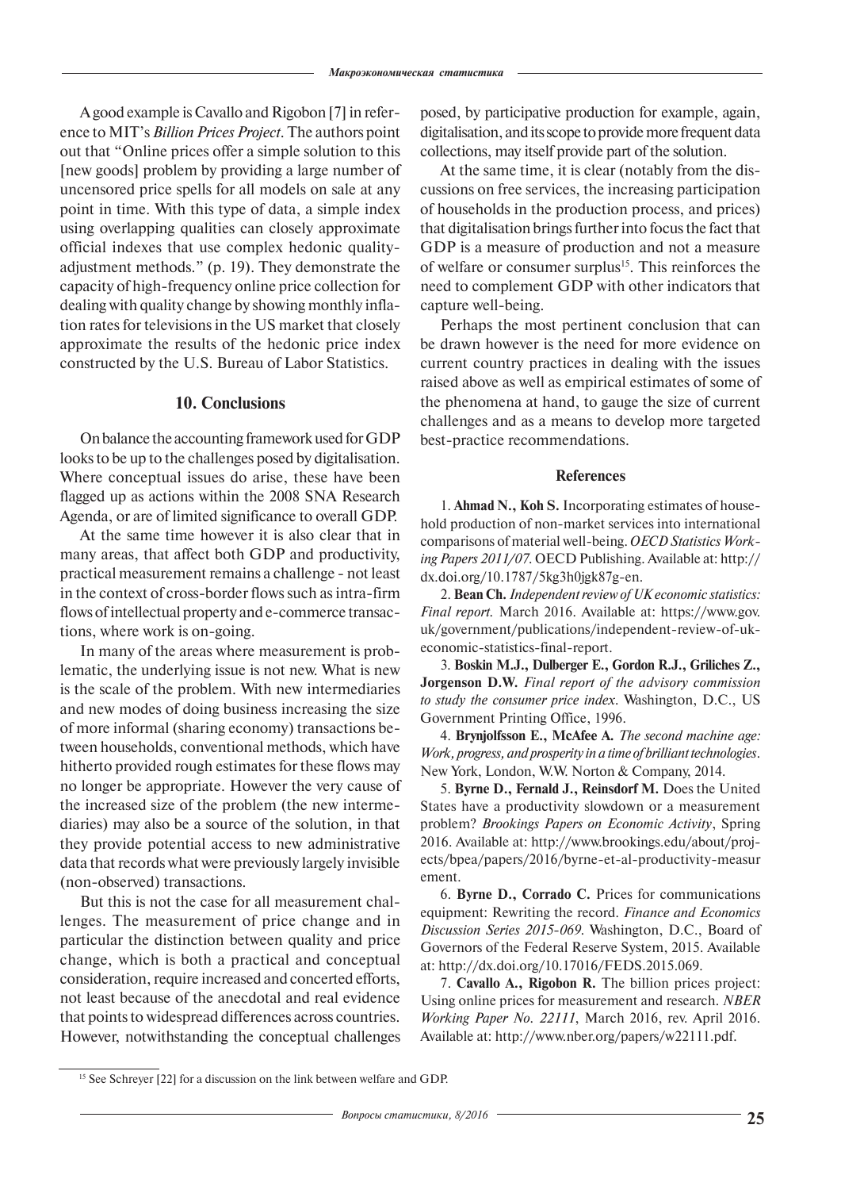A good example is Cavallo and Rigobon [7] in reference to MIT's *Billion Prices Project*. The authors point out that "Online prices offer a simple solution to this [new goods] problem by providing a large number of uncensored price spells for all models on sale at any point in time. With this type of data, a simple index using overlapping qualities can closely approximate official indexes that use complex hedonic quality-adjustment methods." (p. 19). They demonstrate the capacity of high-frequency online price collection for dealing with quality change by showing monthly inflation rates for televisions in the US market that closely approximate the results of the hedonic price index constructed by the U.S. Bureau of Labor Statistics.

## 10. Conclusions

On balance the accounting framework used for GDP looks to be up to the challenges posed by digitalisation. Where conceptual issues do arise, these have been flagged up as actions within the 2008 SNA Research Agenda, or are of limited significance to overall GDP.

At the same time however it is also clear that in many areas, that affect both GDP and productivity, practical measurement remains a challenge - not least in the context of cross-border flows such as intra-firm flows of intellectual property and e-commerce transactions, where work is on-going.

In many of the areas where measurement is problematic, the underlying issue is not new. What is new is the scale of the problem. With new intermediaries and new modes of doing business increasing the size of more informal (sharing economy) transactions between households, conventional methods, which have hitherto provided rough estimates for these flows may no longer be appropriate. However the very cause of the increased size of the problem (the new intermediaries) may also be a source of the solution, in that they provide potential access to new administrative data that records what were previously largely invisible (non-observed) transactions.

But this is not the case for all measurement challenges. The measurement of price change and in particular the distinction between quality and price change, which is both a practical and conceptual consideration, require increased and concerted efforts, not least because of the anecdotal and real evidence that points to widespread differences across countries. However, notwithstanding the conceptual challenges posed, by participative production for example, again, digitalisation, and its scope to provide more frequent data collections, may itself provide part of the solution.

At the same time, it is clear (notably from the discussions on free services, the increasing participation of households in the production process, and prices) that digitalisation brings further into focus the fact that GDP is a measure of production and not a measure of welfare or consumer surplus[15]. This reinforces the need to complement GDP with other indicators that capture well-being.

Perhaps the most pertinent conclusion that can be drawn however is the need for more evidence on current country practices in dealing with the issues raised above as well as empirical estimates of some of the phenomena at hand, to gauge the size of current challenges and as a means to develop more targeted best-practice recommendations.

### References

1. **Ahmad N., Koh S.** Incorporating estimates of household production of non-market services into international comparisons of material well-being. *OECD Statistics Working Papers 2011/07*. OECD Publishing. Available at: http://dx.doi.org/10.1787/5kg3h0jgk87g-en.

2. **Bean Ch.** *Independent review of UK economic statistics: Final report*. March 2016. Available at: https://www.gov.uk/government/publications/independent-review-of-uk-economic-statistics-final-report.

3. **Boskin M.J., Dulberger E., Gordon R.J., Griliches Z., Jorgenson D.W.** *Final report of the advisory commission to study the consumer price index*. Washington, D.C., US Government Printing Office, 1996.

4. **Brynjolfsson E., McAfee A.** *The second machine age: Work, progress, and prosperity in a time of brilliant technologies*. New York, London, W.W. Norton & Company, 2014.

5. **Byrne D., Fernald J., Reinsdorf M.** Does the United States have a productivity slowdown or a measurement problem? *Brookings Papers on Economic Activity*, Spring 2016. Available at: http://www.brookings.edu/about/projects/bpea/papers/2016/byrne-et-al-productivity-measurement.

6. **Byrne D., Corrado C.** Prices for communications equipment: Rewriting the record. *Finance and Economics Discussion Series 2015-069*. Washington, D.C., Board of Governors of the Federal Reserve System, 2015. Available at: http://dx.doi.org/10.17016/FEDS.2015.069.

7. **Cavallo A., Rigobon R.** The billion prices project: Using online prices for measurement and research. *NBER Working Paper No. 22111*, March 2016, rev. April 2016. Available at: http://www.nber.org/papers/w22111.pdf.

---

[15] See Schreyer [22] for a discussion on the link between welfare and GDP.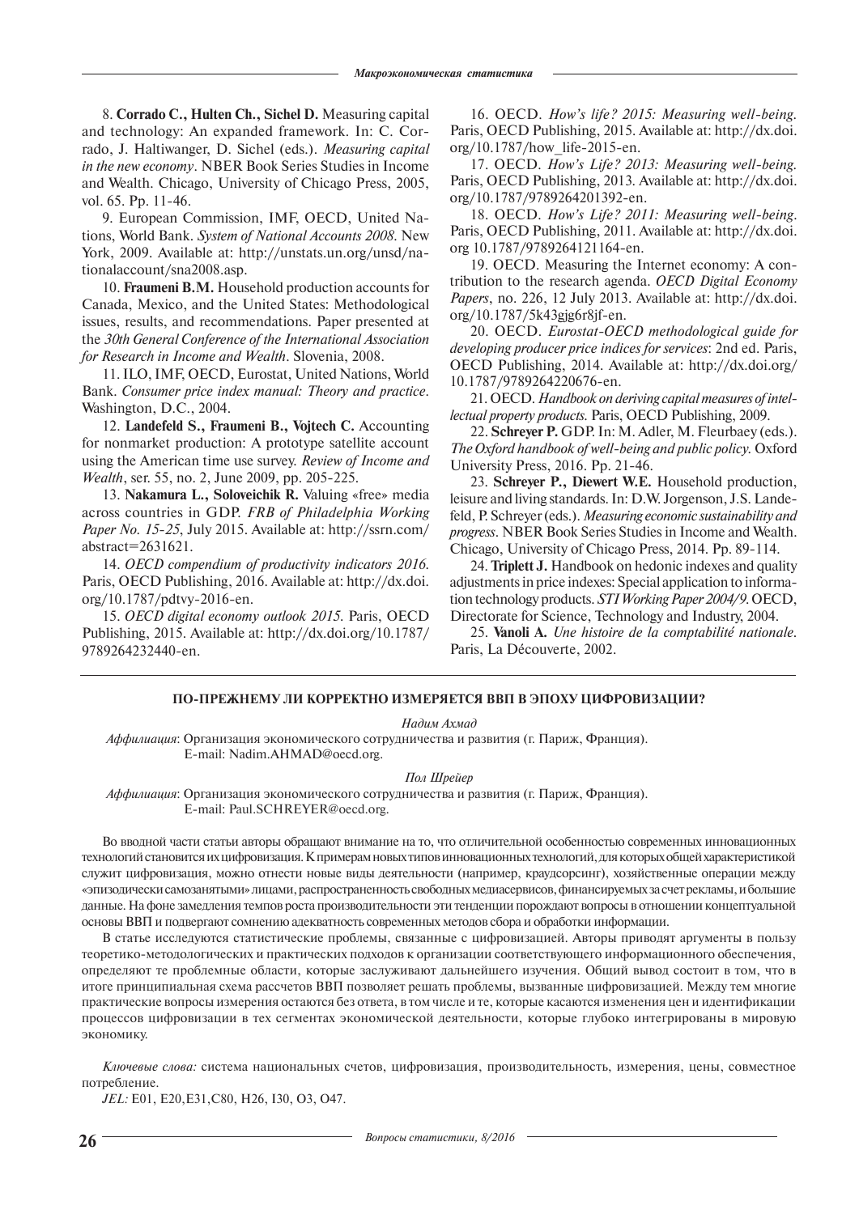8. **Corrado C., Hulten Ch., Sichel D.** Measuring capital and technology: An expanded framework. In: C. Corrado, J. Haltiwanger, D. Sichel (eds.). *Measuring capital in the new economy*. NBER Book Series Studies in Income and Wealth. Chicago, University of Chicago Press, 2005, vol. 65. Pp. 11-46.

9. European Commission, IMF, OECD, United Nations, World Bank. *System of National Accounts 2008*. New York, 2009. Available at: http://unstats.un.org/unsd/nationalaccount/sna2008.asp.

10. **Fraumeni B.M.** Household production accounts for Canada, Mexico, and the United States: Methodological issues, results, and recommendations. Paper presented at the *30th General Conference of the International Association for Research in Income and Wealth*. Slovenia, 2008.

11. ILO, IMF, OECD, Eurostat, United Nations, World Bank. *Consumer price index manual: Theory and practice*. Washington, D.C., 2004.

12. **Landefeld S., Fraumeni B., Vojtech C.** Accounting for nonmarket production: A prototype satellite account using the American time use survey. *Review of Income and Wealth*, ser. 55, no. 2, June 2009, pp. 205-225.

13. **Nakamura L., Soloveichik R.** Valuing «free» media across countries in GDP. *FRB of Philadelphia Working Paper No. 15-25*, July 2015. Available at: http://ssrn.com/abstract=2631621.

14. *OECD compendium of productivity indicators 2016*. Paris, OECD Publishing, 2016. Available at: http://dx.doi.org/10.1787/pdtvy-2016-en.

15. *OECD digital economy outlook 2015*. Paris, OECD Publishing, 2015. Available at: http://dx.doi.org/10.1787/9789264232440-en.

16. OECD. *How's life? 2015: Measuring well-being*. Paris, OECD Publishing, 2015. Available at: http://dx.doi.org/10.1787/how_life-2015-en.

17. OECD. *How's Life? 2013: Measuring well-being*. Paris, OECD Publishing, 2013. Available at: http://dx.doi.org/10.1787/9789264201392-en.

18. OECD. *How's Life? 2011: Measuring well-being*. Paris, OECD Publishing, 2011. Available at: http://dx.doi.org 10.1787/9789264121164-en.

19. OECD. Measuring the Internet economy: A contribution to the research agenda. *OECD Digital Economy Papers*, no. 226, 12 July 2013. Available at: http://dx.doi.org/10.1787/5k43gjg6r8jf-en.

20. OECD. *Eurostat-OECD methodological guide for developing producer price indices for services*: 2nd ed. Paris, OECD Publishing, 2014. Available at: http://dx.doi.org/10.1787/9789264220676-en.

21. OECD. *Handbook on deriving capital measures of intellectual property products*. Paris, OECD Publishing, 2009.

22. **Schreyer P.** GDP. In: M. Adler, M. Fleurbaey (eds.). *The Oxford handbook of well-being and public policy*. Oxford University Press, 2016. Pp. 21-46.

23. **Schreyer P., Diewert W.E.** Household production, leisure and living standards. In: D.W. Jorgenson, J.S. Landefeld, P. Schreyer (eds.). *Measuring economic sustainability and progress*. NBER Book Series Studies in Income and Wealth. Chicago, University of Chicago Press, 2014. Pp. 89-114.

24. **Triplett J.** Handbook on hedonic indexes and quality adjustments in price indexes: Special application to information technology products. *STI Working Paper 2004/9*. OECD, Directorate for Science, Technology and Industry, 2004.

25. **Vanoli A.** *Une histoire de la comptabilité nationale*. Paris, La Découverte, 2002.

### ПО-ПРЕЖНЕМУ ЛИ КОРРЕКТНО ИЗМЕРЯЕТСЯ ВВП В ЭПОХУ ЦИФРОВИЗАЦИИ?

*Надим Ахмад*

*Аффилиация*: Организация экономического сотрудничества и развития (г. Париж, Франция).
E-mail: Nadim.AHMAD@oecd.org.

*Пол Шрейер*

*Аффилиация*: Организация экономического сотрудничества и развития (г. Париж, Франция).
E-mail: Paul.SCHREYER@oecd.org.

Во вводной части статьи авторы обращают внимание на то, что отличительной особенностью современных инновационных технологий становится их цифровизация. К примерам новых типов инновационных технологий, для которых общей характеристикой служит цифровизация, можно отнести новые виды деятельности (например, краудсорсинг), хозяйственные операции между «эпизодически самозанятыми» лицами, распространенность свободных медиасервисов, финансируемых за счет рекламы, и большие данные. На фоне замедления темпов роста производительности эти тенденции порождают вопросы в отношении концептуальной основы ВВП и подвергают сомнению адекватность современных методов сбора и обработки информации.

В статье исследуются статистические проблемы, связанные с цифровизацией. Авторы приводят аргументы в пользу теоретико-методологических и практических подходов к организации соответствующего информационного обеспечения, определяют те проблемные области, которые заслуживают дальнейшего изучения. Общий вывод состоит в том, что в итоге принципиальная схема рассчетов ВВП позволяет решать проблемы, вызванные цифровизацией. Между тем многие практические вопросы измерения остаются без ответа, в том числе и те, которые касаются изменения цен и идентификации процессов цифровизации в тех сегментах экономической деятельности, которые глубоко интегрированы в мировую экономику.

*Ключевые слова:* система национальных счетов, цифровизация, производительность, измерения, цены, совместное потребление.

*JEL:* E01, E20,E31,C80, H26, I30, O3, O47.